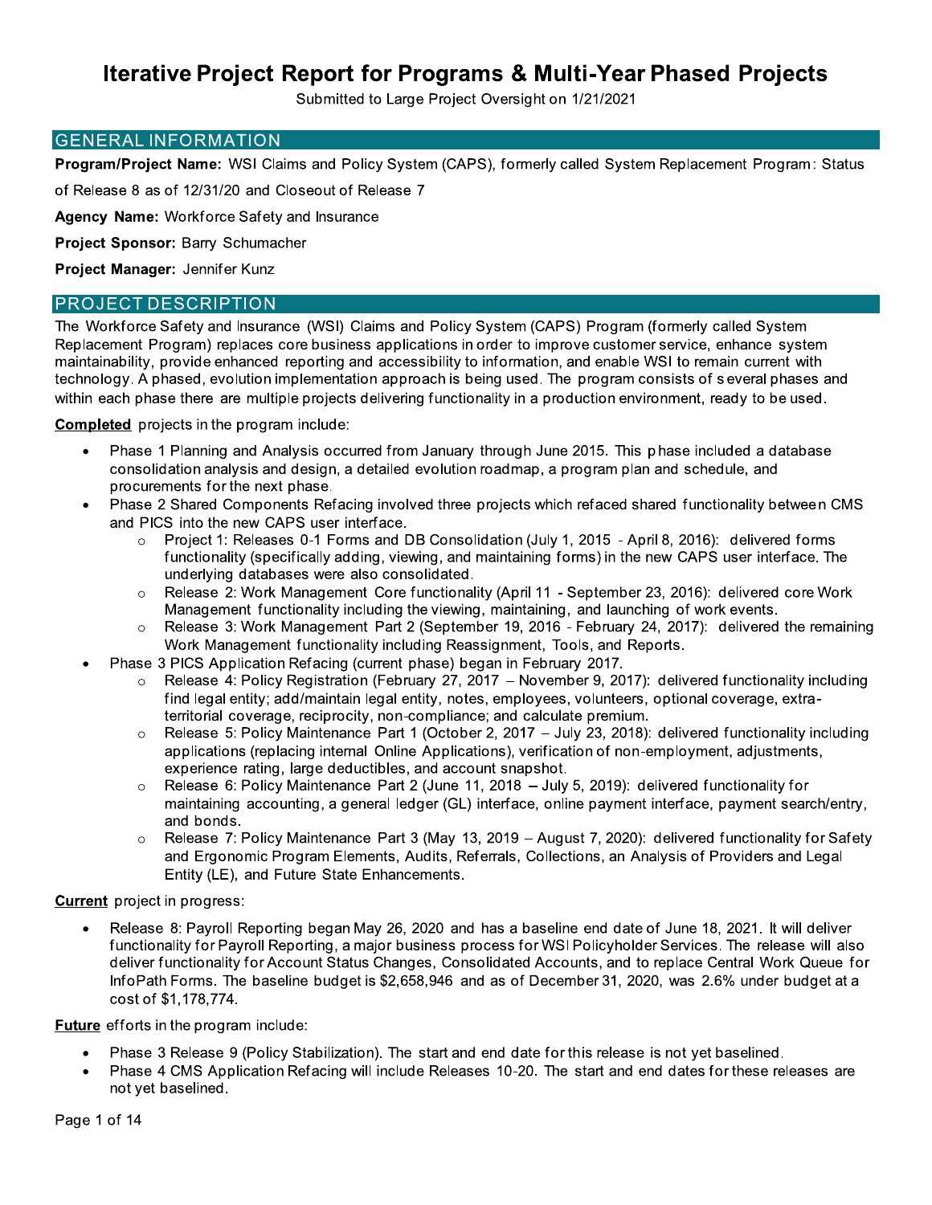# Iterative Project Report for Programs & Multi-Year Phased Projects

Submitted to Large Project Oversight on 1/21/2021

## GENERAL INFORMATION

**Program/Project Name:** WSI Claims and Policy System (CAPS), formerly called System Replacement Program: Status of Release 8 as of 12/31/20 and Closeout of Release 7

**Agency Name:** Workforce Safety and Insurance

**Project Sponsor:** Barry Schumacher

**Project Manager:** Jennifer Kunz

## PROJECT DESCRIPTION

The Workforce Safety and Insurance (WSI) Claims and Policy System (CAPS) Program (formerly called System Replacement Program) replaces core business applications in order to improve customer service, enhance system maintainability, provide enhanced reporting and accessibility to information, and enable WSI to remain current with technology. A phased, evolution implementation approach is being used. The program consists of several phases and within each phase there are multiple projects delivering functionality in a production environment, ready to be used.

**Completed** projects in the program include:

- Phase 1 Planning and Analysis occurred from January through June 2015. This phase included a database consolidation analysis and design, a detailed evolution roadmap, a program plan and schedule, and procurements for the next phase.
- Phase 2 Shared Components Refacing involved three projects which refaced shared functionality between CMS and PICS into the new CAPS user interface.
    - Project 1: Releases 0-1 Forms and DB Consolidation (July 1, 2015 - April 8, 2016): delivered forms functionality (specifically adding, viewing, and maintaining forms) in the new CAPS user interface. The underlying databases were also consolidated.
    - Release 2: Work Management Core functionality (April 11 - September 23, 2016): delivered core Work Management functionality including the viewing, maintaining, and launching of work events.
    - Release 3: Work Management Part 2 (September 19, 2016 - February 24, 2017): delivered the remaining Work Management functionality including Reassignment, Tools, and Reports.
- Phase 3 PICS Application Refacing (current phase) began in February 2017.
    - Release 4: Policy Registration (February 27, 2017 – November 9, 2017): delivered functionality including find legal entity; add/maintain legal entity, notes, employees, volunteers, optional coverage, extra-territorial coverage, reciprocity, non-compliance; and calculate premium.
    - Release 5: Policy Maintenance Part 1 (October 2, 2017 – July 23, 2018): delivered functionality including applications (replacing internal Online Applications), verification of non-employment, adjustments, experience rating, large deductibles, and account snapshot.
    - Release 6: Policy Maintenance Part 2 (June 11, 2018 – July 5, 2019): delivered functionality for maintaining accounting, a general ledger (GL) interface, online payment interface, payment search/entry, and bonds.
    - Release 7: Policy Maintenance Part 3 (May 13, 2019 – August 7, 2020): delivered functionality for Safety and Ergonomic Program Elements, Audits, Referrals, Collections, an Analysis of Providers and Legal Entity (LE), and Future State Enhancements.

**Current** project in progress:

- Release 8: Payroll Reporting began May 26, 2020 and has a baseline end date of June 18, 2021. It will deliver functionality for Payroll Reporting, a major business process for WSI Policyholder Services. The release will also deliver functionality for Account Status Changes, Consolidated Accounts, and to replace Central Work Queue for InfoPath Forms. The baseline budget is $2,658,946 and as of December 31, 2020, was 2.6% under budget at a cost of $1,178,774.

**Future** efforts in the program include:

- Phase 3 Release 9 (Policy Stabilization). The start and end date for this release is not yet baselined.
- Phase 4 CMS Application Refacing will include Releases 10-20. The start and end dates for these releases are not yet baselined.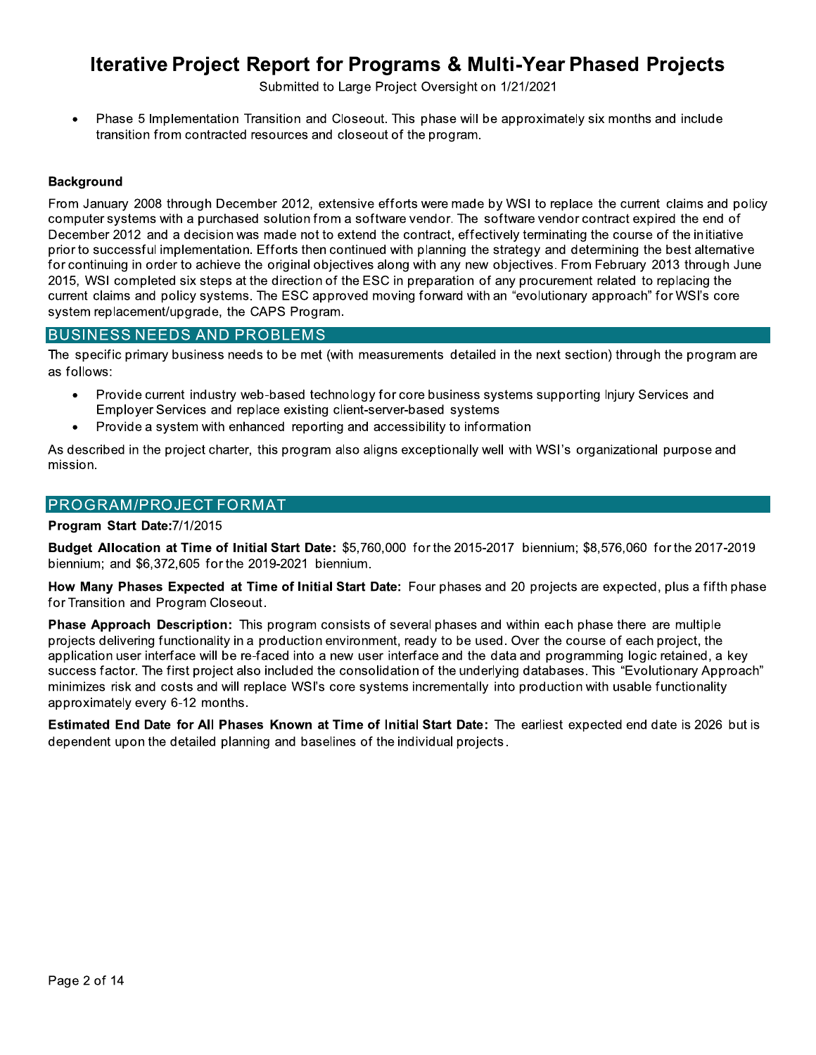- Phase 5 Implementation Transition and Closeout. This phase will be approximately six months and include transition from contracted resources and closeout of the program.

**Background**

From January 2008 through December 2012, extensive efforts were made by WSI to replace the current claims and policy computer systems with a purchased solution from a software vendor. The software vendor contract expired the end of December 2012 and a decision was made not to extend the contract, effectively terminating the course of the initiative prior to successful implementation. Efforts then continued with planning the strategy and determining the best alternative for continuing in order to achieve the original objectives along with any new objectives. From February 2013 through June 2015, WSI completed six steps at the direction of the ESC in preparation of any procurement related to replacing the current claims and policy systems. The ESC approved moving forward with an "evolutionary approach" for WSI's core system replacement/upgrade, the CAPS Program.

## BUSINESS NEEDS AND PROBLEMS

The specific primary business needs to be met (with measurements detailed in the next section) through the program are as follows:

- Provide current industry web-based technology for core business systems supporting Injury Services and Employer Services and replace existing client-server-based systems
- Provide a system with enhanced reporting and accessibility to information

As described in the project charter, this program also aligns exceptionally well with WSI's organizational purpose and mission.

## PROGRAM/PROJECT FORMAT

**Program Start Date:** 7/1/2015

**Budget Allocation at Time of Initial Start Date:** $5,760,000 for the 2015-2017 biennium; $8,576,060 for the 2017-2019 biennium; and $6,372,605 for the 2019-2021 biennium.

**How Many Phases Expected at Time of Initial Start Date:** Four phases and 20 projects are expected, plus a fifth phase for Transition and Program Closeout.

**Phase Approach Description:** This program consists of several phases and within each phase there are multiple projects delivering functionality in a production environment, ready to be used. Over the course of each project, the application user interface will be re-faced into a new user interface and the data and programming logic retained, a key success factor. The first project also included the consolidation of the underlying databases. This "Evolutionary Approach" minimizes risk and costs and will replace WSI's core systems incrementally into production with usable functionality approximately every 6-12 months.

**Estimated End Date for All Phases Known at Time of Initial Start Date:** The earliest expected end date is 2026 but is dependent upon the detailed planning and baselines of the individual projects.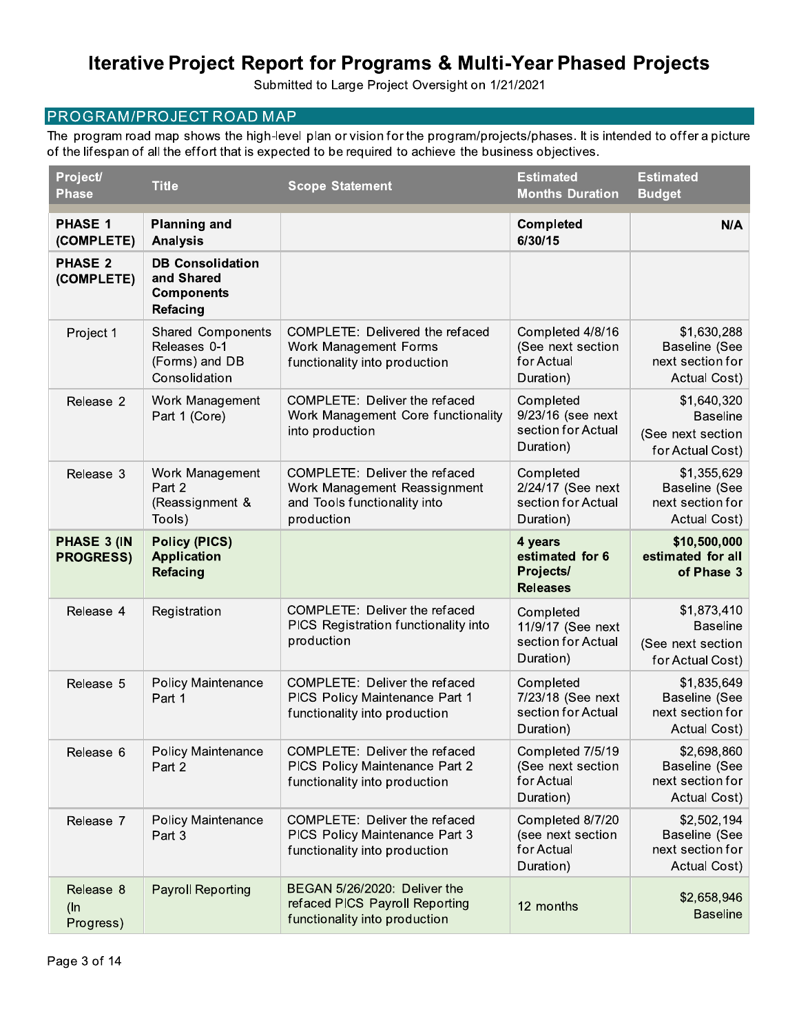# Iterative Project Report for Programs & Multi-Year Phased Projects

Submitted to Large Project Oversight on 1/21/2021

## PROGRAM/PROJECT ROAD MAP

The program road map shows the high-level plan or vision for the program/projects/phases. It is intended to offer a picture of the lifespan of all the effort that is expected to be required to achieve the business objectives.

| Project/ Phase | Title | Scope Statement | Estimated Months Duration | Estimated Budget |
|---|---|---|---|---|
| **PHASE 1 (COMPLETE)** | **Planning and Analysis** | | **Completed 6/30/15** | **N/A** |
| **PHASE 2 (COMPLETE)** | **DB Consolidation and Shared Components Refacing** | | | |
| Project 1 | Shared Components Releases 0-1 (Forms) and DB Consolidation | COMPLETE: Delivered the refaced Work Management Forms functionality into production | Completed 4/8/16 (See next section for Actual Duration) | $1,630,288 Baseline (See next section for Actual Cost) |
| Release 2 | Work Management Part 1 (Core) | COMPLETE: Deliver the refaced Work Management Core functionality into production | Completed 9/23/16 (see next section for Actual Duration) | $1,640,320 Baseline (See next section for Actual Cost) |
| Release 3 | Work Management Part 2 (Reassignment & Tools) | COMPLETE: Deliver the refaced Work Management Reassignment and Tools functionality into production | Completed 2/24/17 (See next section for Actual Duration) | $1,355,629 Baseline (See next section for Actual Cost) |
| **PHASE 3 (IN PROGRESS)** | **Policy (PICS) Application Refacing** | | **4 years estimated for 6 Projects/ Releases** | **$10,500,000 estimated for all of Phase 3** |
| Release 4 | Registration | COMPLETE: Deliver the refaced PICS Registration functionality into production | Completed 11/9/17 (See next section for Actual Duration) | $1,873,410 Baseline (See next section for Actual Cost) |
| Release 5 | Policy Maintenance Part 1 | COMPLETE: Deliver the refaced PICS Policy Maintenance Part 1 functionality into production | Completed 7/23/18 (See next section for Actual Duration) | $1,835,649 Baseline (See next section for Actual Cost) |
| Release 6 | Policy Maintenance Part 2 | COMPLETE: Deliver the refaced PICS Policy Maintenance Part 2 functionality into production | Completed 7/5/19 (See next section for Actual Duration) | $2,698,860 Baseline (See next section for Actual Cost) |
| Release 7 | Policy Maintenance Part 3 | COMPLETE: Deliver the refaced PICS Policy Maintenance Part 3 functionality into production | Completed 8/7/20 (see next section for Actual Duration) | $2,502,194 Baseline (See next section for Actual Cost) |
| Release 8 (In Progress) | Payroll Reporting | BEGAN 5/26/2020: Deliver the refaced PICS Payroll Reporting functionality into production | 12 months | $2,658,946 Baseline |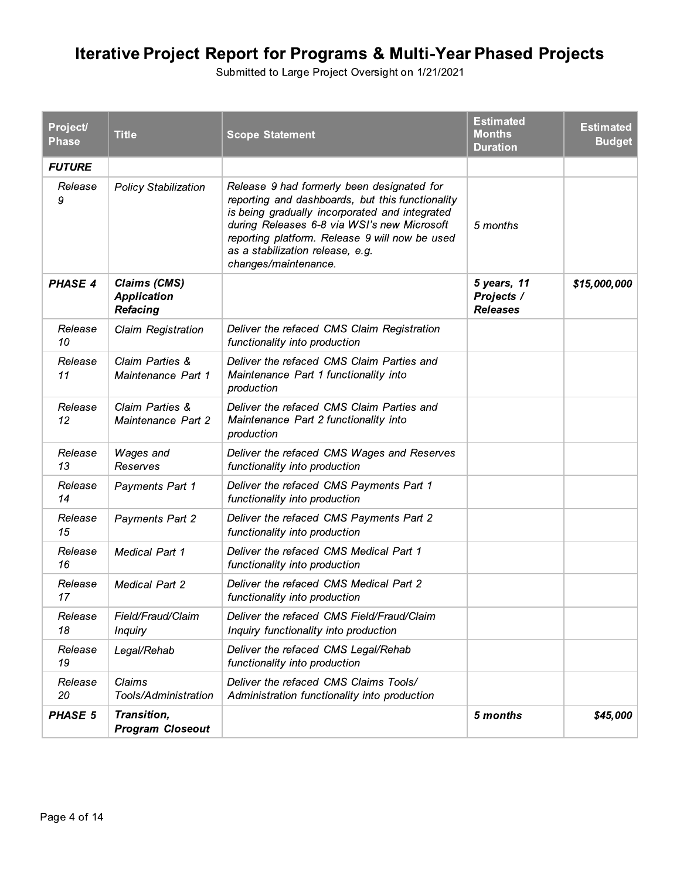# Iterative Project Report for Programs & Multi-Year Phased Projects

Submitted to Large Project Oversight on 1/21/2021

| Project/ Phase | Title | Scope Statement | Estimated Months Duration | Estimated Budget |
|---|---|---|---|---|
| ***FUTURE*** | | | | |
| *Release 9* | *Policy Stabilization* | *Release 9 had formerly been designated for reporting and dashboards, but this functionality is being gradually incorporated and integrated during Releases 6-8 via WSI's new Microsoft reporting platform. Release 9 will now be used as a stabilization release, e.g. changes/maintenance.* | *5 months* | |
| ***PHASE 4*** | ***Claims (CMS) Application Refacing*** | | ***5 years, 11 Projects / Releases*** | ***$15,000,000*** |
| *Release 10* | *Claim Registration* | *Deliver the refaced CMS Claim Registration functionality into production* | | |
| *Release 11* | *Claim Parties & Maintenance Part 1* | *Deliver the refaced CMS Claim Parties and Maintenance Part 1 functionality into production* | | |
| *Release 12* | *Claim Parties & Maintenance Part 2* | *Deliver the refaced CMS Claim Parties and Maintenance Part 2 functionality into production* | | |
| *Release 13* | *Wages and Reserves* | *Deliver the refaced CMS Wages and Reserves functionality into production* | | |
| *Release 14* | *Payments Part 1* | *Deliver the refaced CMS Payments Part 1 functionality into production* | | |
| *Release 15* | *Payments Part 2* | *Deliver the refaced CMS Payments Part 2 functionality into production* | | |
| *Release 16* | *Medical Part 1* | *Deliver the refaced CMS Medical Part 1 functionality into production* | | |
| *Release 17* | *Medical Part 2* | *Deliver the refaced CMS Medical Part 2 functionality into production* | | |
| *Release 18* | *Field/Fraud/Claim Inquiry* | *Deliver the refaced CMS Field/Fraud/Claim Inquiry functionality into production* | | |
| *Release 19* | *Legal/Rehab* | *Deliver the refaced CMS Legal/Rehab functionality into production* | | |
| *Release 20* | *Claims Tools/Administration* | *Deliver the refaced CMS Claims Tools/ Administration functionality into production* | | |
| ***PHASE 5*** | ***Transition, Program Closeout*** | | ***5 months*** | ***$45,000*** |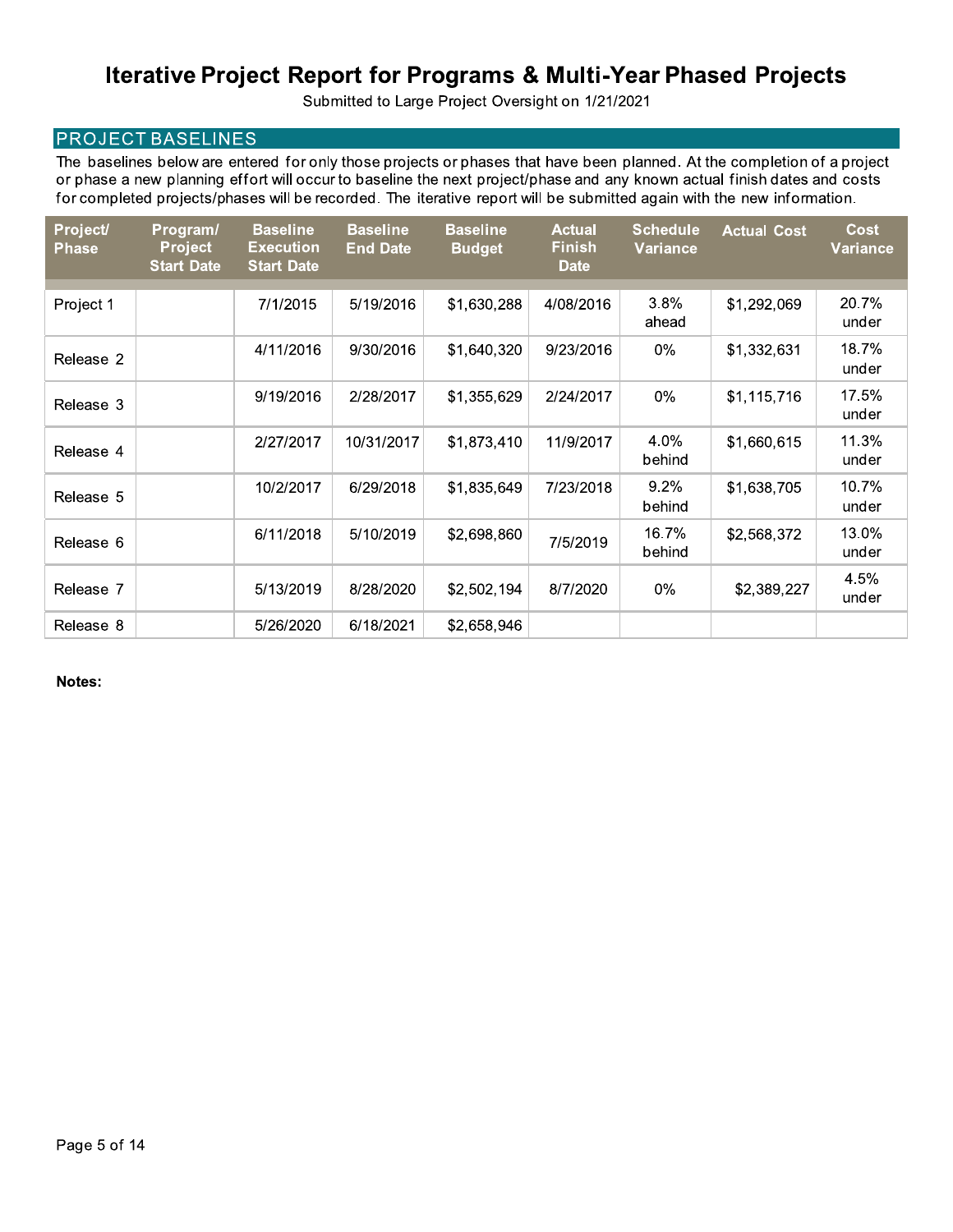# Iterative Project Report for Programs & Multi-Year Phased Projects

Submitted to Large Project Oversight on 1/21/2021

## PROJECT BASELINES

The baselines below are entered for only those projects or phases that have been planned. At the completion of a project or phase a new planning effort will occur to baseline the next project/phase and any known actual finish dates and costs for completed projects/phases will be recorded. The iterative report will be submitted again with the new information.

| Project/ Phase | Program/ Project Start Date | Baseline Execution Start Date | Baseline End Date | Baseline Budget | Actual Finish Date | Schedule Variance | Actual Cost | Cost Variance |
|---|---|---|---|---|---|---|---|---|
| Project 1 | | 7/1/2015 | 5/19/2016 | $1,630,288 | 4/08/2016 | 3.8% ahead | $1,292,069 | 20.7% under |
| Release 2 | | 4/11/2016 | 9/30/2016 | $1,640,320 | 9/23/2016 | 0% | $1,332,631 | 18.7% under |
| Release 3 | | 9/19/2016 | 2/28/2017 | $1,355,629 | 2/24/2017 | 0% | $1,115,716 | 17.5% under |
| Release 4 | | 2/27/2017 | 10/31/2017 | $1,873,410 | 11/9/2017 | 4.0% behind | $1,660,615 | 11.3% under |
| Release 5 | | 10/2/2017 | 6/29/2018 | $1,835,649 | 7/23/2018 | 9.2% behind | $1,638,705 | 10.7% under |
| Release 6 | | 6/11/2018 | 5/10/2019 | $2,698,860 | 7/5/2019 | 16.7% behind | $2,568,372 | 13.0% under |
| Release 7 | | 5/13/2019 | 8/28/2020 | $2,502,194 | 8/7/2020 | 0% | $2,389,227 | 4.5% under |
| Release 8 | | 5/26/2020 | 6/18/2021 | $2,658,946 | | | | |

**Notes:**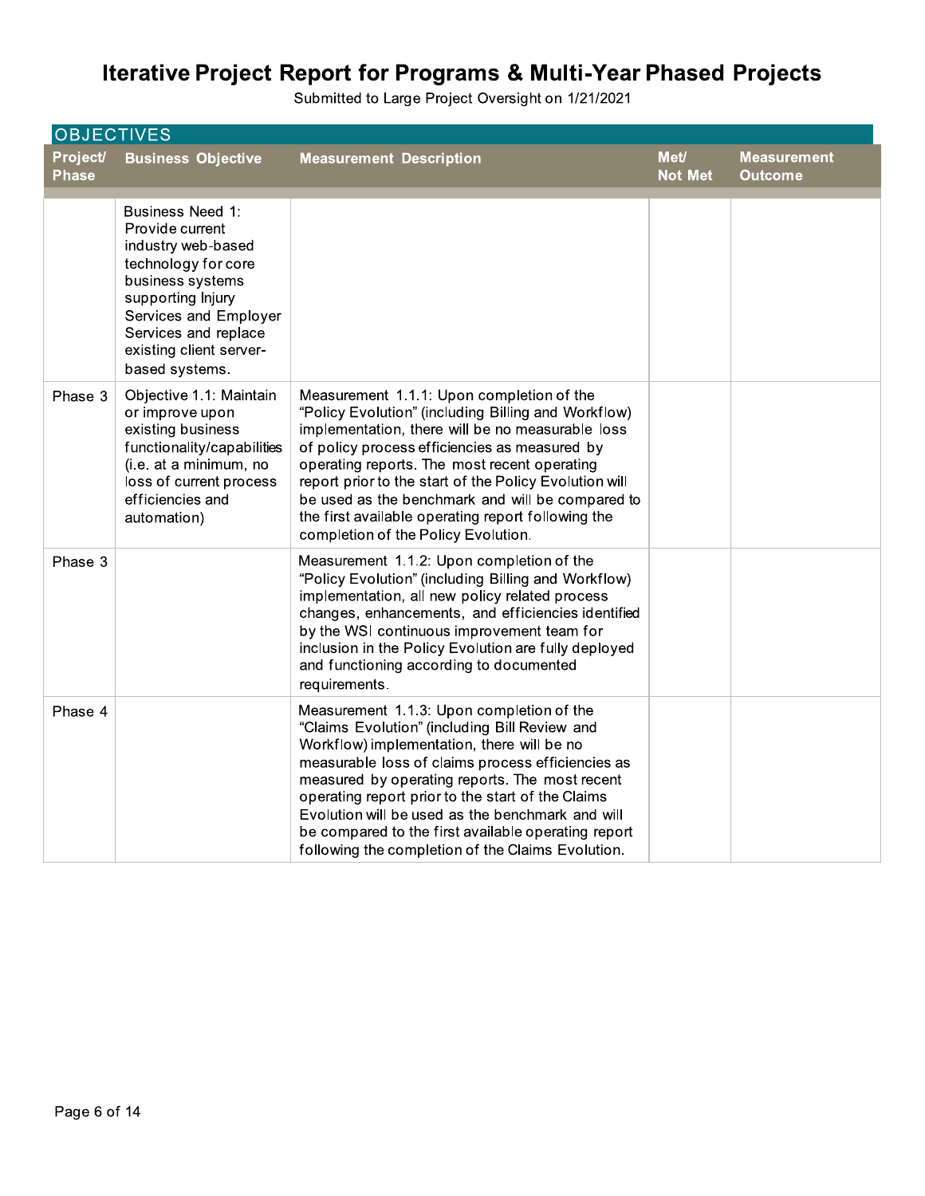# Iterative Project Report for Programs & Multi-Year Phased Projects

Submitted to Large Project Oversight on 1/21/2021

## OBJECTIVES

| Project/ Phase | Business Objective | Measurement Description | Met/ Not Met | Measurement Outcome |
|---|---|---|---|---|
| | Business Need 1: Provide current industry web-based technology for core business systems supporting Injury Services and Employer Services and replace existing client server-based systems. | | | |
| Phase 3 | Objective 1.1: Maintain or improve upon existing business functionality/capabilities (i.e. at a minimum, no loss of current process efficiencies and automation) | Measurement 1.1.1: Upon completion of the "Policy Evolution" (including Billing and Workflow) implementation, there will be no measurable loss of policy process efficiencies as measured by operating reports. The most recent operating report prior to the start of the Policy Evolution will be used as the benchmark and will be compared to the first available operating report following the completion of the Policy Evolution. | | |
| Phase 3 | | Measurement 1.1.2: Upon completion of the "Policy Evolution" (including Billing and Workflow) implementation, all new policy related process changes, enhancements, and efficiencies identified by the WSI continuous improvement team for inclusion in the Policy Evolution are fully deployed and functioning according to documented requirements. | | |
| Phase 4 | | Measurement 1.1.3: Upon completion of the "Claims Evolution" (including Bill Review and Workflow) implementation, there will be no measurable loss of claims process efficiencies as measured by operating reports. The most recent operating report prior to the start of the Claims Evolution will be used as the benchmark and will be compared to the first available operating report following the completion of the Claims Evolution. | | |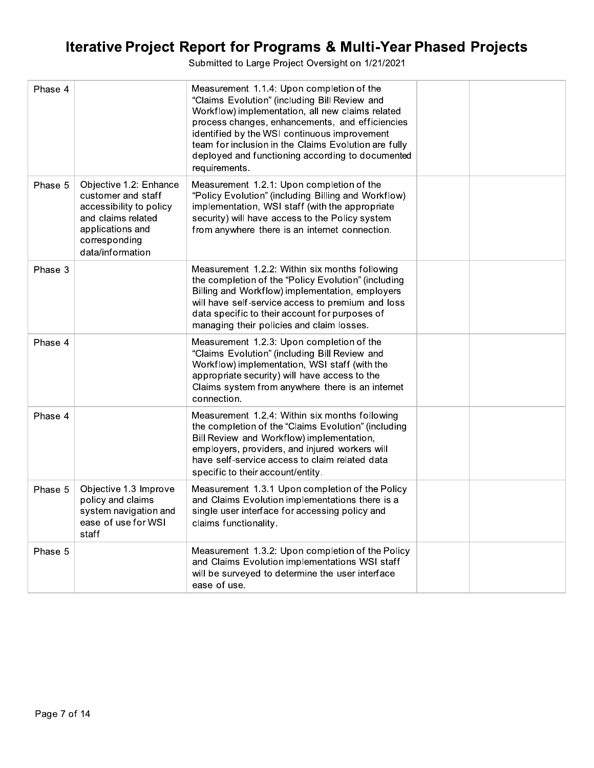| | | | | |
|---|---|---|---|---|
| Phase 4 | | Measurement 1.1.4: Upon completion of the "Claims Evolution" (including Bill Review and Workflow) implementation, all new claims related process changes, enhancements, and efficiencies identified by the WSI continuous improvement team for inclusion in the Claims Evolution are fully deployed and functioning according to documented requirements. | | |
| Phase 5 | Objective 1.2: Enhance customer and staff accessibility to policy and claims related applications and corresponding data/information | Measurement 1.2.1: Upon completion of the "Policy Evolution" (including Billing and Workflow) implementation, WSI staff (with the appropriate security) will have access to the Policy system from anywhere there is an internet connection. | | |
| Phase 3 | | Measurement 1.2.2: Within six months following the completion of the "Policy Evolution" (including Billing and Workflow) implementation, employers will have self-service access to premium and loss data specific to their account for purposes of managing their policies and claim losses. | | |
| Phase 4 | | Measurement 1.2.3: Upon completion of the "Claims Evolution" (including Bill Review and Workflow) implementation, WSI staff (with the appropriate security) will have access to the Claims system from anywhere there is an internet connection. | | |
| Phase 4 | | Measurement 1.2.4: Within six months following the completion of the "Claims Evolution" (including Bill Review and Workflow) implementation, employers, providers, and injured workers will have self-service access to claim related data specific to their account/entity. | | |
| Phase 5 | Objective 1.3 Improve policy and claims system navigation and ease of use for WSI staff | Measurement 1.3.1 Upon completion of the Policy and Claims Evolution implementations there is a single user interface for accessing policy and claims functionality. | | |
| Phase 5 | | Measurement 1.3.2: Upon completion of the Policy and Claims Evolution implementations WSI staff will be surveyed to determine the user interface ease of use. | | |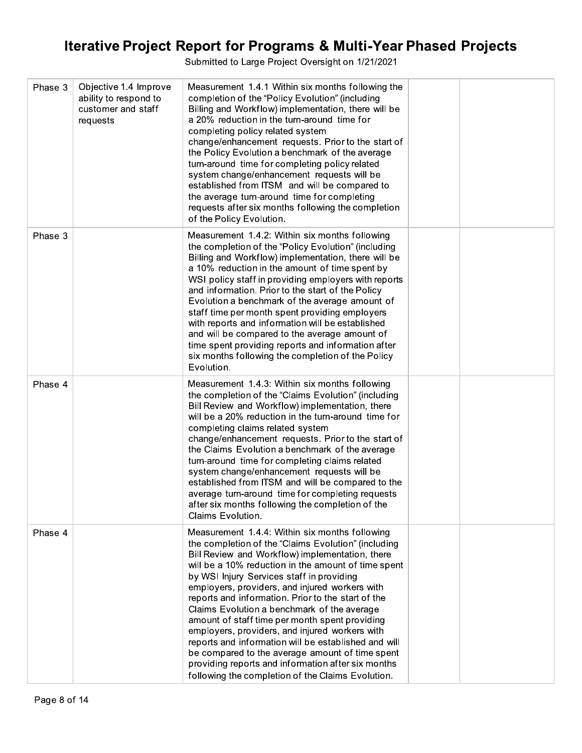| Phase 3 | Objective 1.4 Improve ability to respond to customer and staff requests | Measurement 1.4.1 Within six months following the completion of the "Policy Evolution" (including Billing and Workflow) implementation, there will be a 20% reduction in the turn-around time for completing policy related system change/enhancement requests. Prior to the start of the Policy Evolution a benchmark of the average turn-around time for completing policy related system change/enhancement requests will be established from ITSM and will be compared to the average turn-around time for completing requests after six months following the completion of the Policy Evolution. | | |
|---|---|---|---|---|
| Phase 3 | | Measurement 1.4.2: Within six months following the completion of the "Policy Evolution" (including Billing and Workflow) implementation, there will be a 10% reduction in the amount of time spent by WSI policy staff in providing employers with reports and information. Prior to the start of the Policy Evolution a benchmark of the average amount of staff time per month spent providing employers with reports and information will be established and will be compared to the average amount of time spent providing reports and information after six months following the completion of the Policy Evolution. | | |
| Phase 4 | | Measurement 1.4.3: Within six months following the completion of the "Claims Evolution" (including Bill Review and Workflow) implementation, there will be a 20% reduction in the turn-around time for completing claims related system change/enhancement requests. Prior to the start of the Claims Evolution a benchmark of the average turn-around time for completing claims related system change/enhancement requests will be established from ITSM and will be compared to the average turn-around time for completing requests after six months following the completion of the Claims Evolution. | | |
| Phase 4 | | Measurement 1.4.4: Within six months following the completion of the "Claims Evolution" (including Bill Review and Workflow) implementation, there will be a 10% reduction in the amount of time spent by WSI Injury Services staff in providing employers, providers, and injured workers with reports and information. Prior to the start of the Claims Evolution a benchmark of the average amount of staff time per month spent providing employers, providers, and injured workers with reports and information will be established and will be compared to the average amount of time spent providing reports and information after six months following the completion of the Claims Evolution. | | |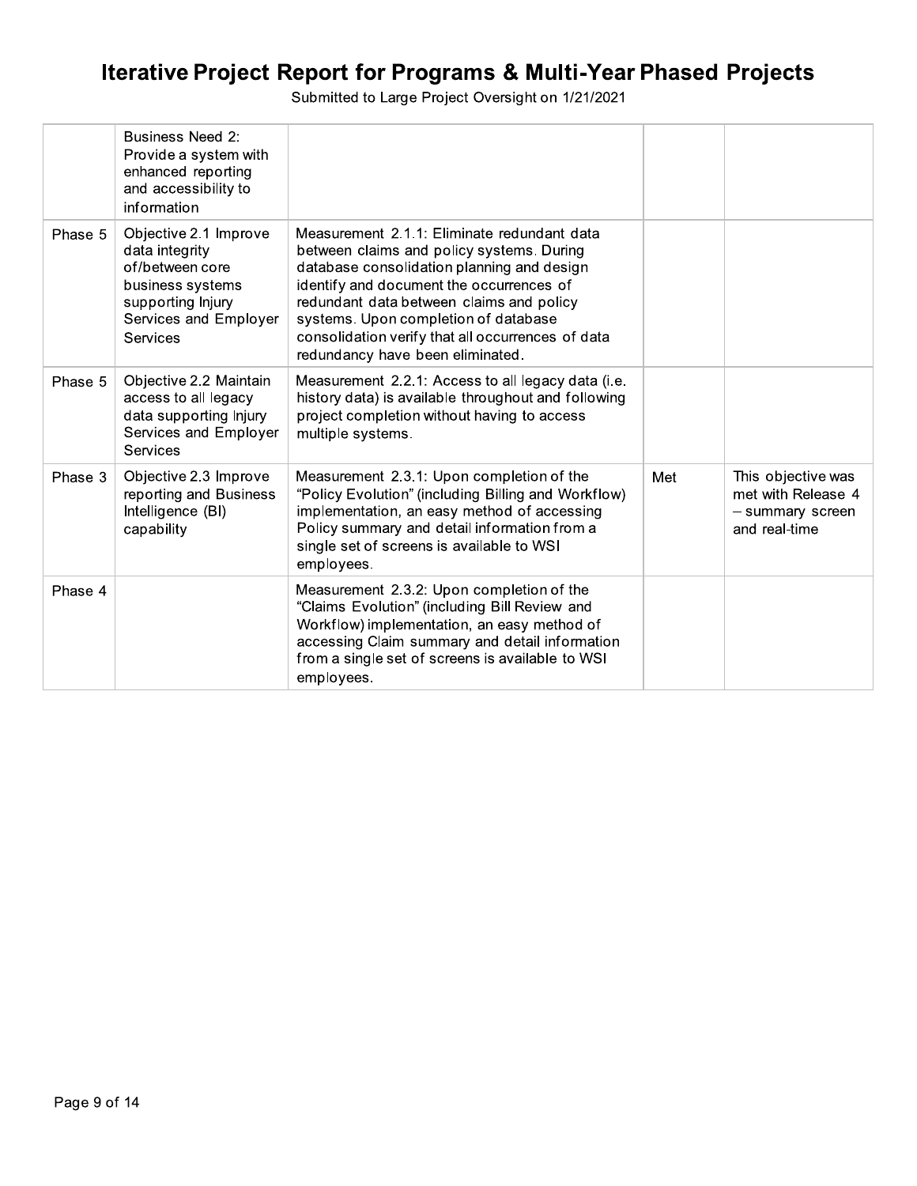# Iterative Project Report for Programs & Multi-Year Phased Projects

Submitted to Large Project Oversight on 1/21/2021

| | | | | |
|---|---|---|---|---|
| | Business Need 2: Provide a system with enhanced reporting and accessibility to information | | | |
| Phase 5 | Objective 2.1 Improve data integrity of/between core business systems supporting Injury Services and Employer Services | Measurement 2.1.1: Eliminate redundant data between claims and policy systems. During database consolidation planning and design identify and document the occurrences of redundant data between claims and policy systems. Upon completion of database consolidation verify that all occurrences of data redundancy have been eliminated. | | |
| Phase 5 | Objective 2.2 Maintain access to all legacy data supporting Injury Services and Employer Services | Measurement 2.2.1: Access to all legacy data (i.e. history data) is available throughout and following project completion without having to access multiple systems. | | |
| Phase 3 | Objective 2.3 Improve reporting and Business Intelligence (BI) capability | Measurement 2.3.1: Upon completion of the "Policy Evolution" (including Billing and Workflow) implementation, an easy method of accessing Policy summary and detail information from a single set of screens is available to WSI employees. | Met | This objective was met with Release 4 – summary screen and real-time |
| Phase 4 | | Measurement 2.3.2: Upon completion of the "Claims Evolution" (including Bill Review and Workflow) implementation, an easy method of accessing Claim summary and detail information from a single set of screens is available to WSI employees. | | |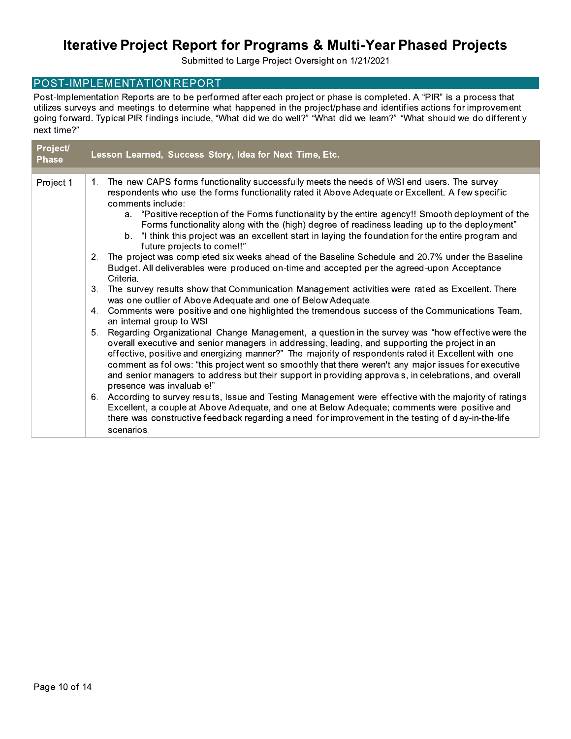# Iterative Project Report for Programs & Multi-Year Phased Projects

Submitted to Large Project Oversight on 1/21/2021

## POST-IMPLEMENTATION REPORT

Post-Implementation Reports are to be performed after each project or phase is completed. A "PIR" is a process that utilizes surveys and meetings to determine what happened in the project/phase and identifies actions for improvement going forward. Typical PIR findings include, "What did we do well?" "What did we learn?" "What should we do differently next time?"

| Project/ Phase | Lesson Learned, Success Story, Idea for Next Time, Etc. |
|---|---|
| Project 1 | 1. The new CAPS forms functionality successfully meets the needs of WSI end users. The survey respondents who use the forms functionality rated it Above Adequate or Excellent. A few specific comments include:<br>&nbsp;&nbsp;&nbsp;&nbsp;a. "Positive reception of the Forms functionality by the entire agency!! Smooth deployment of the Forms functionality along with the (high) degree of readiness leading up to the deployment"<br>&nbsp;&nbsp;&nbsp;&nbsp;b. "I think this project was an excellent start in laying the foundation for the entire program and future projects to come!!"<br>2. The project was completed six weeks ahead of the Baseline Schedule and 20.7% under the Baseline Budget. All deliverables were produced on-time and accepted per the agreed-upon Acceptance Criteria.<br>3. The survey results show that Communication Management activities were rated as Excellent. There was one outlier of Above Adequate and one of Below Adequate.<br>4. Comments were positive and one highlighted the tremendous success of the Communications Team, an internal group to WSI.<br>5. Regarding Organizational Change Management, a question in the survey was "how effective were the overall executive and senior managers in addressing, leading, and supporting the project in an effective, positive and energizing manner?" The majority of respondents rated it Excellent with one comment as follows: "this project went so smoothly that there weren't any major issues for executive and senior managers to address but their support in providing approvals, in celebrations, and overall presence was invaluable!"<br>6. According to survey results, Issue and Testing Management were effective with the majority of ratings Excellent, a couple at Above Adequate, and one at Below Adequate; comments were positive and there was constructive feedback regarding a need for improvement in the testing of day-in-the-life scenarios. |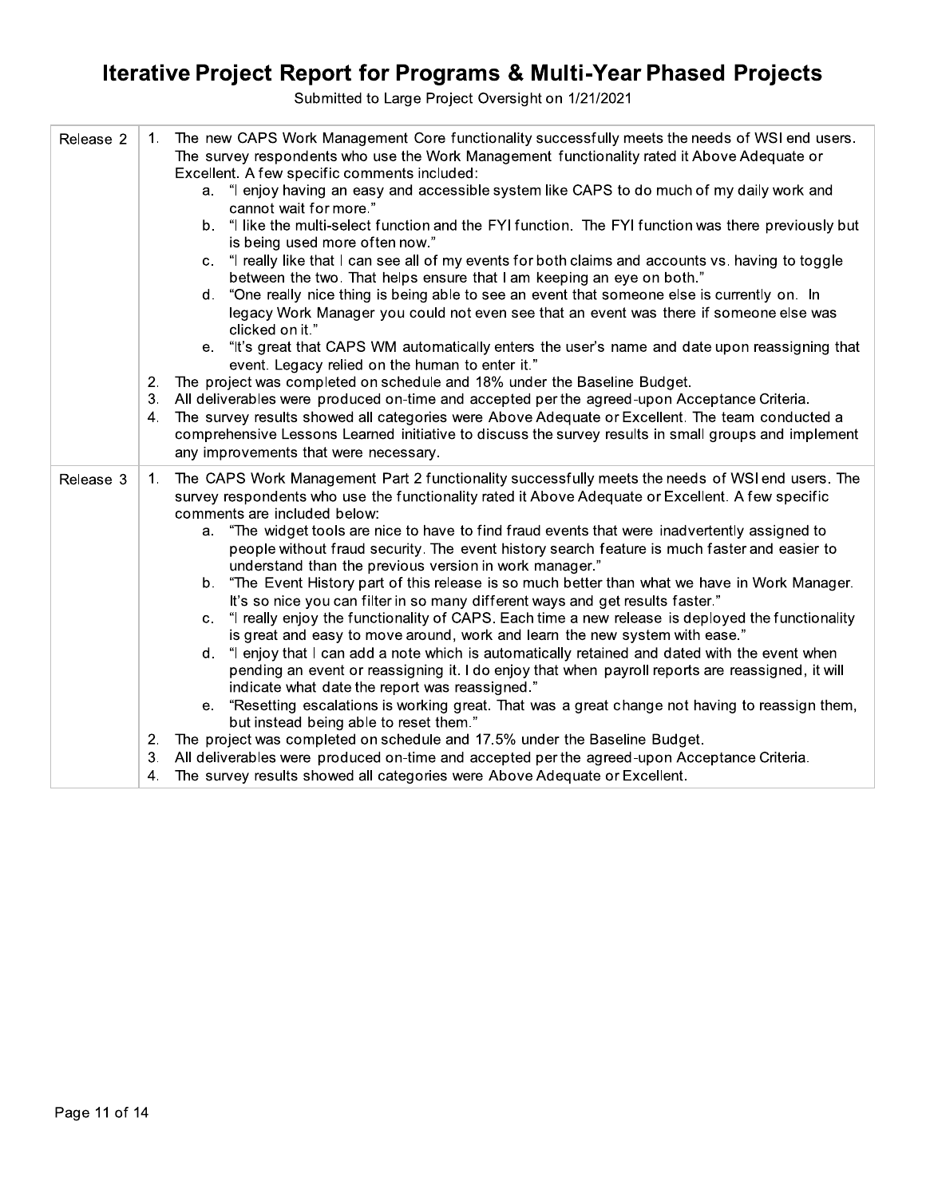# Iterative Project Report for Programs & Multi-Year Phased Projects

Submitted to Large Project Oversight on 1/21/2021

| | |
|---|---|
| Release 2 | 1. The new CAPS Work Management Core functionality successfully meets the needs of WSI end users. The survey respondents who use the Work Management functionality rated it Above Adequate or Excellent. A few specific comments included:<br>a. "I enjoy having an easy and accessible system like CAPS to do much of my daily work and cannot wait for more."<br>b. "I like the multi-select function and the FYI function. The FYI function was there previously but is being used more often now."<br>c. "I really like that I can see all of my events for both claims and accounts vs. having to toggle between the two. That helps ensure that I am keeping an eye on both."<br>d. "One really nice thing is being able to see an event that someone else is currently on. In legacy Work Manager you could not even see that an event was there if someone else was clicked on it."<br>e. "It's great that CAPS WM automatically enters the user's name and date upon reassigning that event. Legacy relied on the human to enter it."<br>2. The project was completed on schedule and 18% under the Baseline Budget.<br>3. All deliverables were produced on-time and accepted per the agreed-upon Acceptance Criteria.<br>4. The survey results showed all categories were Above Adequate or Excellent. The team conducted a comprehensive Lessons Learned initiative to discuss the survey results in small groups and implement any improvements that were necessary. |
| Release 3 | 1. The CAPS Work Management Part 2 functionality successfully meets the needs of WSI end users. The survey respondents who use the functionality rated it Above Adequate or Excellent. A few specific comments are included below:<br>a. "The widget tools are nice to have to find fraud events that were inadvertently assigned to people without fraud security. The event history search feature is much faster and easier to understand than the previous version in work manager."<br>b. "The Event History part of this release is so much better than what we have in Work Manager. It's so nice you can filter in so many different ways and get results faster."<br>c. "I really enjoy the functionality of CAPS. Each time a new release is deployed the functionality is great and easy to move around, work and learn the new system with ease."<br>d. "I enjoy that I can add a note which is automatically retained and dated with the event when pending an event or reassigning it. I do enjoy that when payroll reports are reassigned, it will indicate what date the report was reassigned."<br>e. "Resetting escalations is working great. That was a great change not having to reassign them, but instead being able to reset them."<br>2. The project was completed on schedule and 17.5% under the Baseline Budget.<br>3. All deliverables were produced on-time and accepted per the agreed-upon Acceptance Criteria.<br>4. The survey results showed all categories were Above Adequate or Excellent. |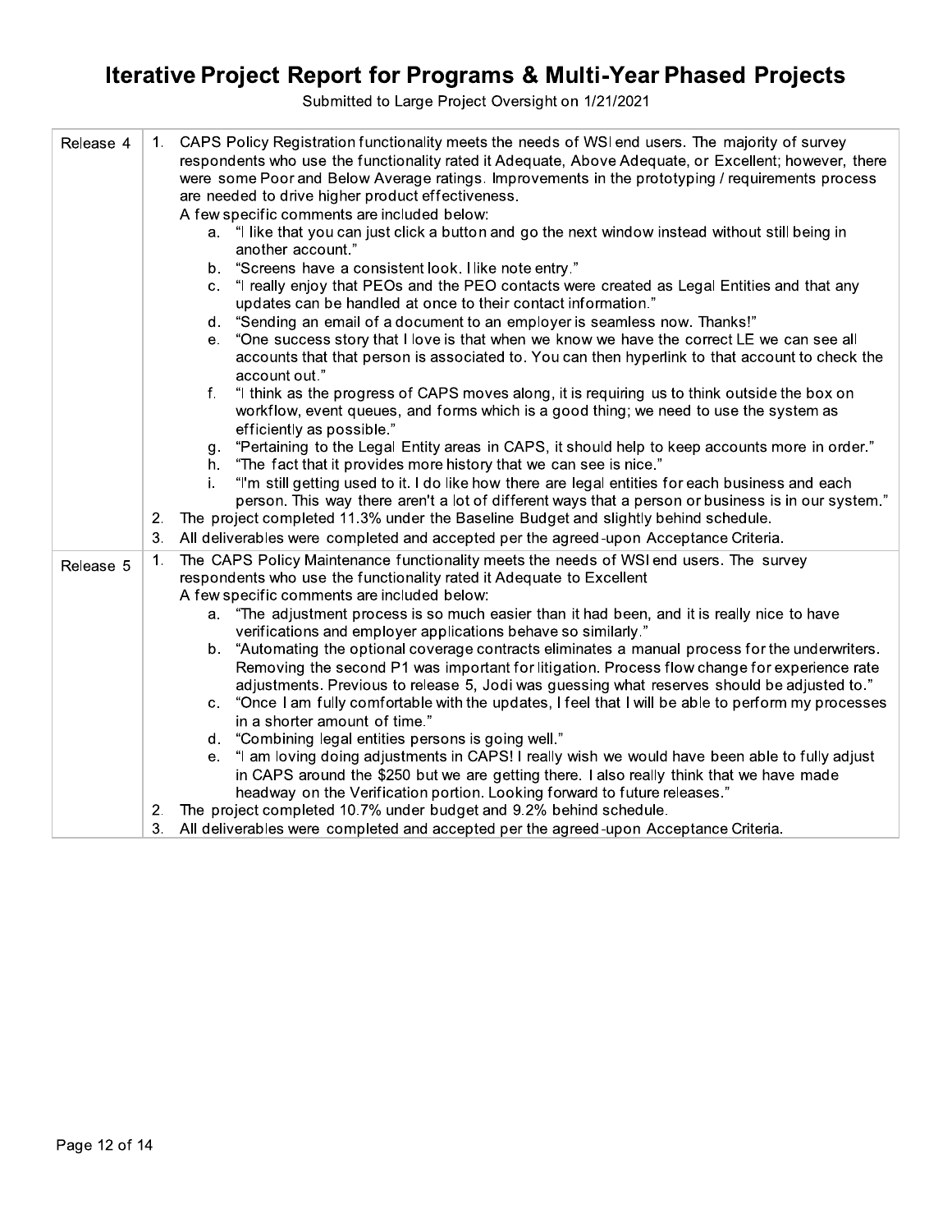# Iterative Project Report for Programs & Multi-Year Phased Projects

Submitted to Large Project Oversight on 1/21/2021

| | |
|---|---|
| Release 4 | 1. CAPS Policy Registration functionality meets the needs of WSI end users. The majority of survey respondents who use the functionality rated it Adequate, Above Adequate, or Excellent; however, there were some Poor and Below Average ratings. Improvements in the prototyping / requirements process are needed to drive higher product effectiveness.<br>A few specific comments are included below:<br>a. "I like that you can just click a button and go the next window instead without still being in another account."<br>b. "Screens have a consistent look. I like note entry."<br>c. "I really enjoy that PEOs and the PEO contacts were created as Legal Entities and that any updates can be handled at once to their contact information."<br>d. "Sending an email of a document to an employer is seamless now. Thanks!"<br>e. "One success story that I love is that when we know we have the correct LE we can see all accounts that that person is associated to. You can then hyperlink to that account to check the account out."<br>f. "I think as the progress of CAPS moves along, it is requiring us to think outside the box on workflow, event queues, and forms which is a good thing; we need to use the system as efficiently as possible."<br>g. "Pertaining to the Legal Entity areas in CAPS, it should help to keep accounts more in order."<br>h. "The fact that it provides more history that we can see is nice."<br>i. "I'm still getting used to it. I do like how there are legal entities for each business and each person. This way there aren't a lot of different ways that a person or business is in our system."<br>2. The project completed 11.3% under the Baseline Budget and slightly behind schedule.<br>3. All deliverables were completed and accepted per the agreed-upon Acceptance Criteria. |
| Release 5 | 1. The CAPS Policy Maintenance functionality meets the needs of WSI end users. The survey respondents who use the functionality rated it Adequate to Excellent<br>A few specific comments are included below:<br>a. "The adjustment process is so much easier than it had been, and it is really nice to have verifications and employer applications behave so similarly."<br>b. "Automating the optional coverage contracts eliminates a manual process for the underwriters. Removing the second P1 was important for litigation. Process flow change for experience rate adjustments. Previous to release 5, Jodi was guessing what reserves should be adjusted to."<br>c. "Once I am fully comfortable with the updates, I feel that I will be able to perform my processes in a shorter amount of time."<br>d. "Combining legal entities persons is going well."<br>e. "I am loving doing adjustments in CAPS! I really wish we would have been able to fully adjust in CAPS around the $250 but we are getting there. I also really think that we have made headway on the Verification portion. Looking forward to future releases."<br>2. The project completed 10.7% under budget and 9.2% behind schedule.<br>3. All deliverables were completed and accepted per the agreed-upon Acceptance Criteria. |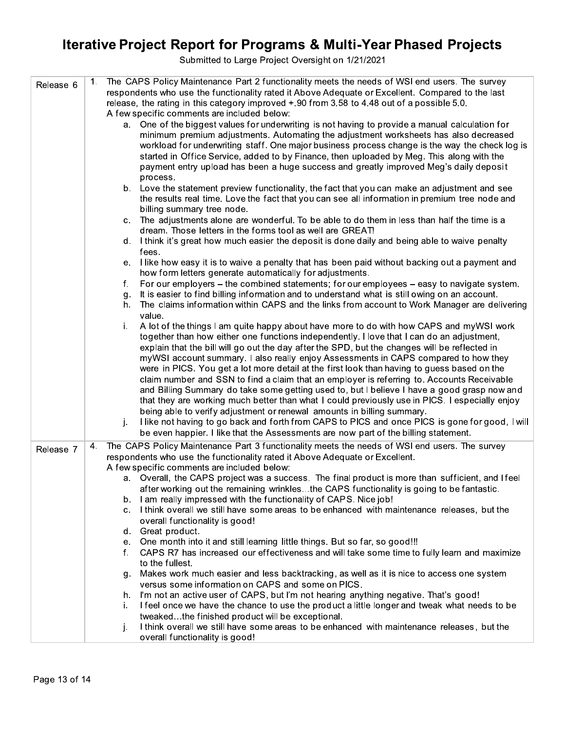# Iterative Project Report for Programs & Multi-Year Phased Projects

Submitted to Large Project Oversight on 1/21/2021

| | |
|---|---|
| Release 6 | 1. The CAPS Policy Maintenance Part 2 functionality meets the needs of WSI end users. The survey respondents who use the functionality rated it Above Adequate or Excellent. Compared to the last release, the rating in this category improved +.90 from 3.58 to 4.48 out of a possible 5.0.<br>A few specific comments are included below:<br>a. One of the biggest values for underwriting is not having to provide a manual calculation for minimum premium adjustments. Automating the adjustment worksheets has also decreased workload for underwriting staff. One major business process change is the way the check log is started in Office Service, added to by Finance, then uploaded by Meg. This along with the payment entry upload has been a huge success and greatly improved Meg's daily deposit process.<br>b. Love the statement preview functionality, the fact that you can make an adjustment and see the results real time. Love the fact that you can see all information in premium tree node and billing summary tree node.<br>c. The adjustments alone are wonderful. To be able to do them in less than half the time is a dream. Those letters in the forms tool as well are GREAT!<br>d. I think it's great how much easier the deposit is done daily and being able to waive penalty fees.<br>e. I like how easy it is to waive a penalty that has been paid without backing out a payment and how form letters generate automatically for adjustments.<br>f. For our employers – the combined statements; for our employees – easy to navigate system.<br>g. It is easier to find billing information and to understand what is still owing on an account.<br>h. The claims information within CAPS and the links from account to Work Manager are delivering value.<br>i. A lot of the things I am quite happy about have more to do with how CAPS and myWSI work together than how either one functions independently. I love that I can do an adjustment, explain that the bill will go out the day after the SPD, but the changes will be reflected in myWSI account summary. I also really enjoy Assessments in CAPS compared to how they were in PICS. You get a lot more detail at the first look than having to guess based on the claim number and SSN to find a claim that an employer is referring to. Accounts Receivable and Billing Summary do take some getting used to, but I believe I have a good grasp now and that they are working much better than what I could previously use in PICS. I especially enjoy being able to verify adjustment or renewal amounts in billing summary.<br>j. I like not having to go back and forth from CAPS to PICS and once PICS is gone for good, I will be even happier. I like that the Assessments are now part of the billing statement. |
| Release 7 | 4. The CAPS Policy Maintenance Part 3 functionality meets the needs of WSI end users. The survey respondents who use the functionality rated it Above Adequate or Excellent.<br>A few specific comments are included below:<br>a. Overall, the CAPS project was a success. The final product is more than sufficient, and I feel after working out the remaining wrinkles…the CAPS functionality is going to be fantastic.<br>b. I am really impressed with the functionality of CAPS. Nice job!<br>c. I think overall we still have some areas to be enhanced with maintenance releases, but the overall functionality is good!<br>d. Great product.<br>e. One month into it and still learning little things. But so far, so good!!!<br>f. CAPS R7 has increased our effectiveness and will take some time to fully learn and maximize to the fullest.<br>g. Makes work much easier and less backtracking, as well as it is nice to access one system versus some information on CAPS and some on PICS.<br>h. I'm not an active user of CAPS, but I'm not hearing anything negative. That's good!<br>i. I feel once we have the chance to use the product a little longer and tweak what needs to be tweaked…the finished product will be exceptional.<br>j. I think overall we still have some areas to be enhanced with maintenance releases, but the overall functionality is good! |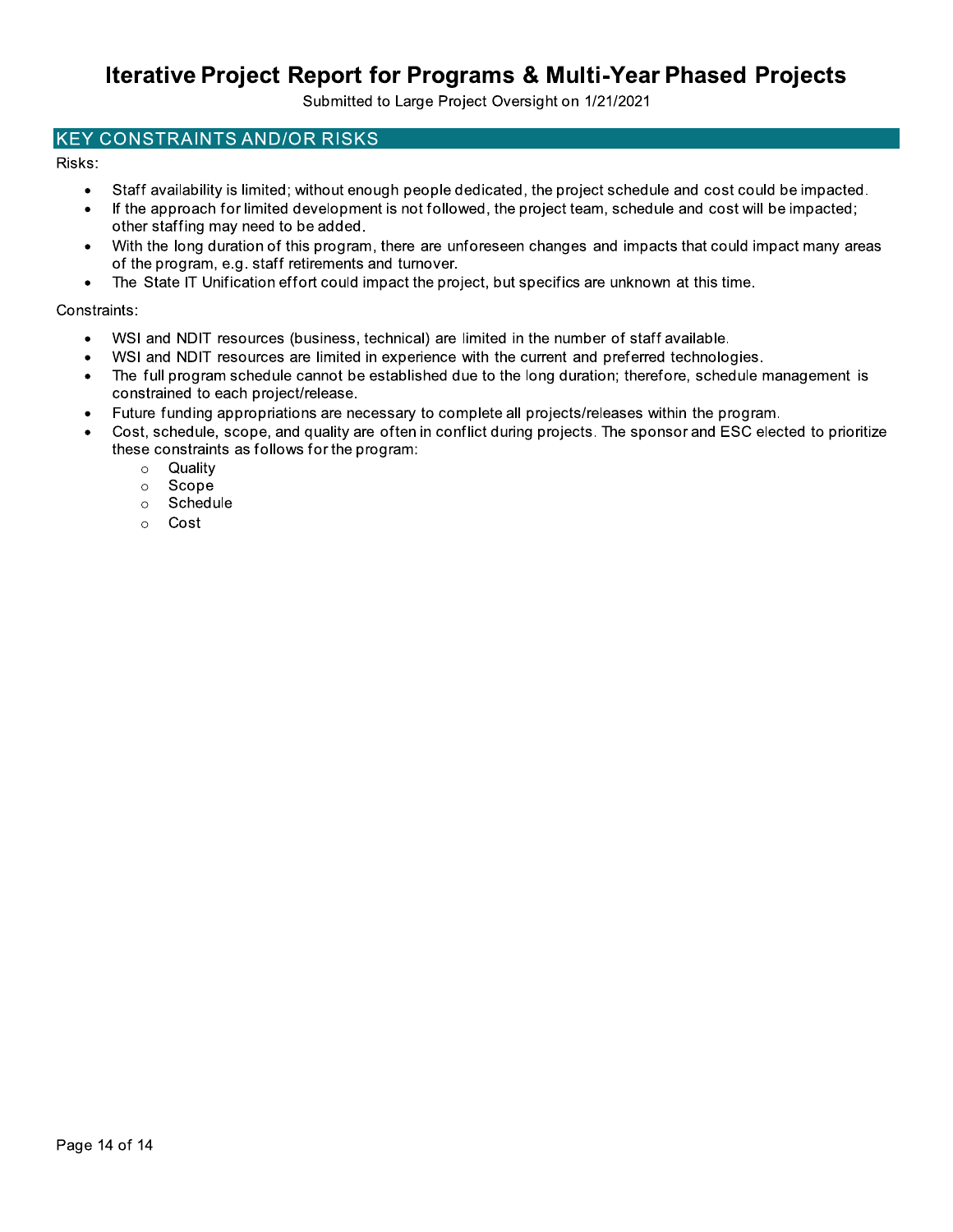# Iterative Project Report for Programs & Multi-Year Phased Projects

Submitted to Large Project Oversight on 1/21/2021

## KEY CONSTRAINTS AND/OR RISKS

Risks:

- Staff availability is limited; without enough people dedicated, the project schedule and cost could be impacted.
- If the approach for limited development is not followed, the project team, schedule and cost will be impacted; other staffing may need to be added.
- With the long duration of this program, there are unforeseen changes and impacts that could impact many areas of the program, e.g. staff retirements and turnover.
- The State IT Unification effort could impact the project, but specifics are unknown at this time.

Constraints:

- WSI and NDIT resources (business, technical) are limited in the number of staff available.
- WSI and NDIT resources are limited in experience with the current and preferred technologies.
- The full program schedule cannot be established due to the long duration; therefore, schedule management is constrained to each project/release.
- Future funding appropriations are necessary to complete all projects/releases within the program.
- Cost, schedule, scope, and quality are often in conflict during projects. The sponsor and ESC elected to prioritize these constraints as follows for the program:
  - Quality
  - Scope
  - Schedule
  - Cost